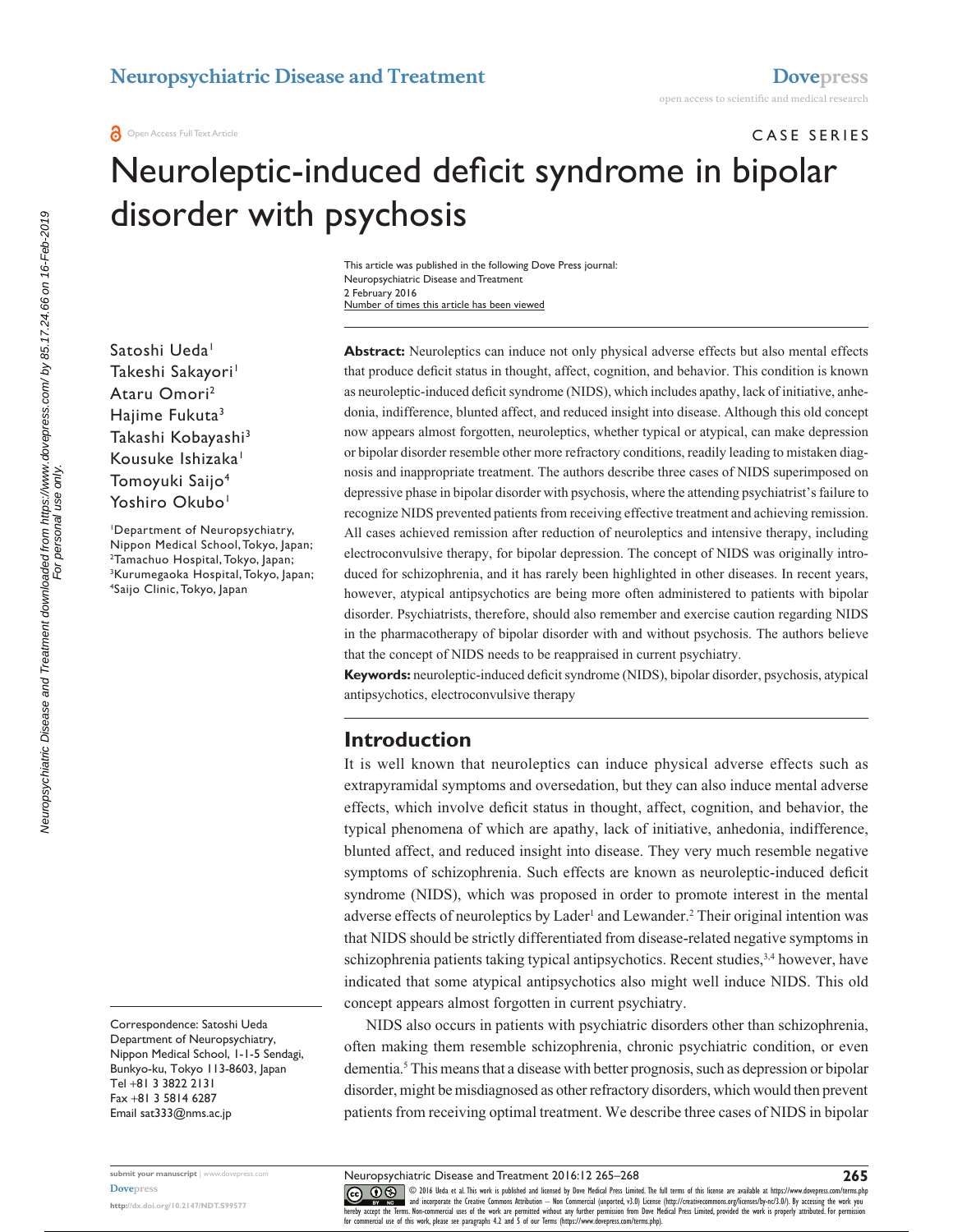CASE SERIES

# Neuroleptic-induced deficit syndrome in bipolar disorder with psychosis

Satoshi Ueda[1]
Takeshi Sakayori[1]
Ataru Omori[2]
Hajime Fukuta[3]
Takashi Kobayashi[3]
Kousuke Ishizaka[1]
Tomoyuki Saijo[4]
Yoshiro Okubo[1]

[1]Department of Neuropsychiatry, Nippon Medical School, Tokyo, Japan; [2]Tamachuo Hospital, Tokyo, Japan; [3]Kurumegaoka Hospital, Tokyo, Japan; [4]Saijo Clinic, Tokyo, Japan

Correspondence: Satoshi Ueda
Department of Neuropsychiatry, Nippon Medical School, 1-1-5 Sendagi, Bunkyo-ku, Tokyo 113-8603, Japan
Tel +81 3 3822 2131
Fax +81 3 5814 6287
Email sat333@nms.ac.jp

**Abstract:** Neuroleptics can induce not only physical adverse effects but also mental effects that produce deficit status in thought, affect, cognition, and behavior. This condition is known as neuroleptic-induced deficit syndrome (NIDS), which includes apathy, lack of initiative, anhedonia, indifference, blunted affect, and reduced insight into disease. Although this old concept now appears almost forgotten, neuroleptics, whether typical or atypical, can make depression or bipolar disorder resemble other more refractory conditions, readily leading to mistaken diagnosis and inappropriate treatment. The authors describe three cases of NIDS superimposed on depressive phase in bipolar disorder with psychosis, where the attending psychiatrist's failure to recognize NIDS prevented patients from receiving effective treatment and achieving remission. All cases achieved remission after reduction of neuroleptics and intensive therapy, including electroconvulsive therapy, for bipolar depression. The concept of NIDS was originally introduced for schizophrenia, and it has rarely been highlighted in other diseases. In recent years, however, atypical antipsychotics are being more often administered to patients with bipolar disorder. Psychiatrists, therefore, should also remember and exercise caution regarding NIDS in the pharmacotherapy of bipolar disorder with and without psychosis. The authors believe that the concept of NIDS needs to be reappraised in current psychiatry.

**Keywords:** neuroleptic-induced deficit syndrome (NIDS), bipolar disorder, psychosis, atypical antipsychotics, electroconvulsive therapy

## Introduction

It is well known that neuroleptics can induce physical adverse effects such as extrapyramidal symptoms and oversedation, but they can also induce mental adverse effects, which involve deficit status in thought, affect, cognition, and behavior, the typical phenomena of which are apathy, lack of initiative, anhedonia, indifference, blunted affect, and reduced insight into disease. They very much resemble negative symptoms of schizophrenia. Such effects are known as neuroleptic-induced deficit syndrome (NIDS), which was proposed in order to promote interest in the mental adverse effects of neuroleptics by Lader[1] and Lewander.[2] Their original intention was that NIDS should be strictly differentiated from disease-related negative symptoms in schizophrenia patients taking typical antipsychotics. Recent studies,[3,4] however, have indicated that some atypical antipsychotics also might well induce NIDS. This old concept appears almost forgotten in current psychiatry.

NIDS also occurs in patients with psychiatric disorders other than schizophrenia, often making them resemble schizophrenia, chronic psychiatric condition, or even dementia.[5] This means that a disease with better prognosis, such as depression or bipolar disorder, might be misdiagnosed as other refractory disorders, which would then prevent patients from receiving optimal treatment. We describe three cases of NIDS in bipolar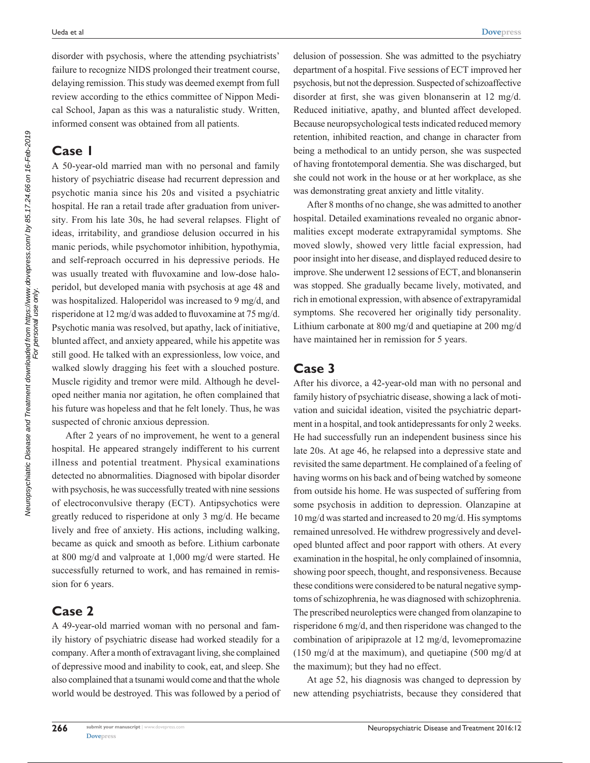disorder with psychosis, where the attending psychiatrists' failure to recognize NIDS prolonged their treatment course, delaying remission. This study was deemed exempt from full review according to the ethics committee of Nippon Medical School, Japan as this was a naturalistic study. Written, informed consent was obtained from all patients.

## Case 1

A 50-year-old married man with no personal and family history of psychiatric disease had recurrent depression and psychotic mania since his 20s and visited a psychiatric hospital. He ran a retail trade after graduation from university. From his late 30s, he had several relapses. Flight of ideas, irritability, and grandiose delusion occurred in his manic periods, while psychomotor inhibition, hypothymia, and self-reproach occurred in his depressive periods. He was usually treated with fluvoxamine and low-dose haloperidol, but developed mania with psychosis at age 48 and was hospitalized. Haloperidol was increased to 9 mg/d, and risperidone at 12 mg/d was added to fluvoxamine at 75 mg/d. Psychotic mania was resolved, but apathy, lack of initiative, blunted affect, and anxiety appeared, while his appetite was still good. He talked with an expressionless, low voice, and walked slowly dragging his feet with a slouched posture. Muscle rigidity and tremor were mild. Although he developed neither mania nor agitation, he often complained that his future was hopeless and that he felt lonely. Thus, he was suspected of chronic anxious depression.

After 2 years of no improvement, he went to a general hospital. He appeared strangely indifferent to his current illness and potential treatment. Physical examinations detected no abnormalities. Diagnosed with bipolar disorder with psychosis, he was successfully treated with nine sessions of electroconvulsive therapy (ECT). Antipsychotics were greatly reduced to risperidone at only 3 mg/d. He became lively and free of anxiety. His actions, including walking, became as quick and smooth as before. Lithium carbonate at 800 mg/d and valproate at 1,000 mg/d were started. He successfully returned to work, and has remained in remission for 6 years.

## Case 2

A 49-year-old married woman with no personal and family history of psychiatric disease had worked steadily for a company. After a month of extravagant living, she complained of depressive mood and inability to cook, eat, and sleep. She also complained that a tsunami would come and that the whole world would be destroyed. This was followed by a period of delusion of possession. She was admitted to the psychiatry department of a hospital. Five sessions of ECT improved her psychosis, but not the depression. Suspected of schizoaffective disorder at first, she was given blonanserin at 12 mg/d. Reduced initiative, apathy, and blunted affect developed. Because neuropsychological tests indicated reduced memory retention, inhibited reaction, and change in character from being a methodical to an untidy person, she was suspected of having frontotemporal dementia. She was discharged, but she could not work in the house or at her workplace, as she was demonstrating great anxiety and little vitality.

After 8 months of no change, she was admitted to another hospital. Detailed examinations revealed no organic abnormalities except moderate extrapyramidal symptoms. She moved slowly, showed very little facial expression, had poor insight into her disease, and displayed reduced desire to improve. She underwent 12 sessions of ECT, and blonanserin was stopped. She gradually became lively, motivated, and rich in emotional expression, with absence of extrapyramidal symptoms. She recovered her originally tidy personality. Lithium carbonate at 800 mg/d and quetiapine at 200 mg/d have maintained her in remission for 5 years.

## Case 3

After his divorce, a 42-year-old man with no personal and family history of psychiatric disease, showing a lack of motivation and suicidal ideation, visited the psychiatric department in a hospital, and took antidepressants for only 2 weeks. He had successfully run an independent business since his late 20s. At age 46, he relapsed into a depressive state and revisited the same department. He complained of a feeling of having worms on his back and of being watched by someone from outside his home. He was suspected of suffering from some psychosis in addition to depression. Olanzapine at 10 mg/d was started and increased to 20 mg/d. His symptoms remained unresolved. He withdrew progressively and developed blunted affect and poor rapport with others. At every examination in the hospital, he only complained of insomnia, showing poor speech, thought, and responsiveness. Because these conditions were considered to be natural negative symptoms of schizophrenia, he was diagnosed with schizophrenia. The prescribed neuroleptics were changed from olanzapine to risperidone 6 mg/d, and then risperidone was changed to the combination of aripiprazole at 12 mg/d, levomepromazine (150 mg/d at the maximum), and quetiapine (500 mg/d at the maximum); but they had no effect.

At age 52, his diagnosis was changed to depression by new attending psychiatrists, because they considered that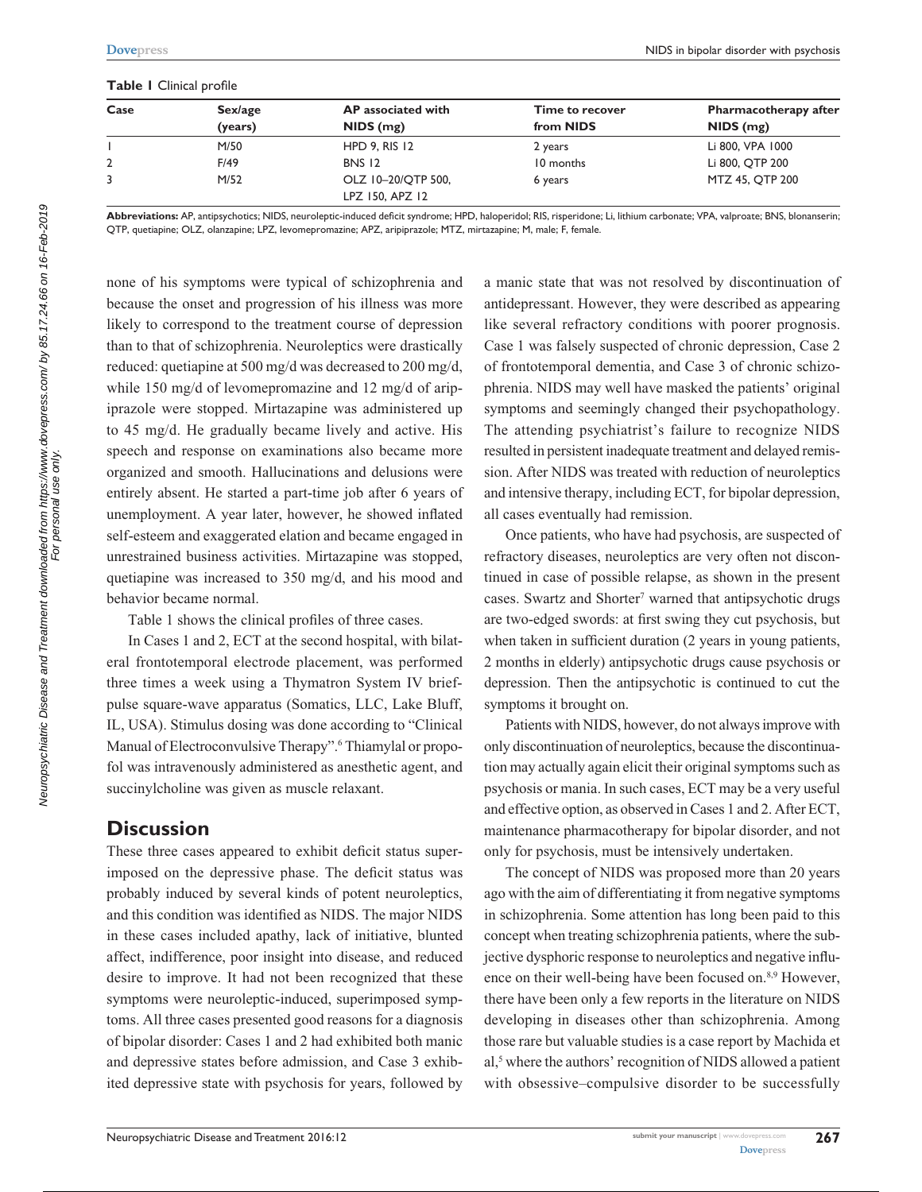**Table 1** Clinical profile

| Case | Sex/age (years) | AP associated with NIDS (mg) | Time to recover from NIDS | Pharmacotherapy after NIDS (mg) |
|---|---|---|---|---|
| 1 | M/50 | HPD 9, RIS 12 | 2 years | Li 800, VPA 1000 |
| 2 | F/49 | BNS 12 | 10 months | Li 800, QTP 200 |
| 3 | M/52 | OLZ 10–20/QTP 500, LPZ 150, APZ 12 | 6 years | MTZ 45, QTP 200 |

**Abbreviations:** AP, antipsychotics; NIDS, neuroleptic-induced deficit syndrome; HPD, haloperidol; RIS, risperidone; Li, lithium carbonate; VPA, valproate; BNS, blonanserin; QTP, quetiapine; OLZ, olanzapine; LPZ, levomepromazine; APZ, aripiprazole; MTZ, mirtazapine; M, male; F, female.

none of his symptoms were typical of schizophrenia and because the onset and progression of his illness was more likely to correspond to the treatment course of depression than to that of schizophrenia. Neuroleptics were drastically reduced: quetiapine at 500 mg/d was decreased to 200 mg/d, while 150 mg/d of levomepromazine and 12 mg/d of aripiprazole were stopped. Mirtazapine was administered up to 45 mg/d. He gradually became lively and active. His speech and response on examinations also became more organized and smooth. Hallucinations and delusions were entirely absent. He started a part-time job after 6 years of unemployment. A year later, however, he showed inflated self-esteem and exaggerated elation and became engaged in unrestrained business activities. Mirtazapine was stopped, quetiapine was increased to 350 mg/d, and his mood and behavior became normal.

Table 1 shows the clinical profiles of three cases.

In Cases 1 and 2, ECT at the second hospital, with bilateral frontotemporal electrode placement, was performed three times a week using a Thymatron System IV brief-pulse square-wave apparatus (Somatics, LLC, Lake Bluff, IL, USA). Stimulus dosing was done according to "Clinical Manual of Electroconvulsive Therapy".[6] Thiamylal or propofol was intravenously administered as anesthetic agent, and succinylcholine was given as muscle relaxant.

## Discussion

These three cases appeared to exhibit deficit status superimposed on the depressive phase. The deficit status was probably induced by several kinds of potent neuroleptics, and this condition was identified as NIDS. The major NIDS in these cases included apathy, lack of initiative, blunted affect, indifference, poor insight into disease, and reduced desire to improve. It had not been recognized that these symptoms were neuroleptic-induced, superimposed symptoms. All three cases presented good reasons for a diagnosis of bipolar disorder: Cases 1 and 2 had exhibited both manic and depressive states before admission, and Case 3 exhibited depressive state with psychosis for years, followed by a manic state that was not resolved by discontinuation of antidepressant. However, they were described as appearing like several refractory conditions with poorer prognosis. Case 1 was falsely suspected of chronic depression, Case 2 of frontotemporal dementia, and Case 3 of chronic schizophrenia. NIDS may well have masked the patients' original symptoms and seemingly changed their psychopathology. The attending psychiatrist's failure to recognize NIDS resulted in persistent inadequate treatment and delayed remission. After NIDS was treated with reduction of neuroleptics and intensive therapy, including ECT, for bipolar depression, all cases eventually had remission.

Once patients, who have had psychosis, are suspected of refractory diseases, neuroleptics are very often not discontinued in case of possible relapse, as shown in the present cases. Swartz and Shorter[7] warned that antipsychotic drugs are two-edged swords: at first swing they cut psychosis, but when taken in sufficient duration (2 years in young patients, 2 months in elderly) antipsychotic drugs cause psychosis or depression. Then the antipsychotic is continued to cut the symptoms it brought on.

Patients with NIDS, however, do not always improve with only discontinuation of neuroleptics, because the discontinuation may actually again elicit their original symptoms such as psychosis or mania. In such cases, ECT may be a very useful and effective option, as observed in Cases 1 and 2. After ECT, maintenance pharmacotherapy for bipolar disorder, and not only for psychosis, must be intensively undertaken.

The concept of NIDS was proposed more than 20 years ago with the aim of differentiating it from negative symptoms in schizophrenia. Some attention has long been paid to this concept when treating schizophrenia patients, where the subjective dysphoric response to neuroleptics and negative influence on their well-being have been focused on.[8,9] However, there have been only a few reports in the literature on NIDS developing in diseases other than schizophrenia. Among those rare but valuable studies is a case report by Machida et al,[5] where the authors' recognition of NIDS allowed a patient with obsessive–compulsive disorder to be successfully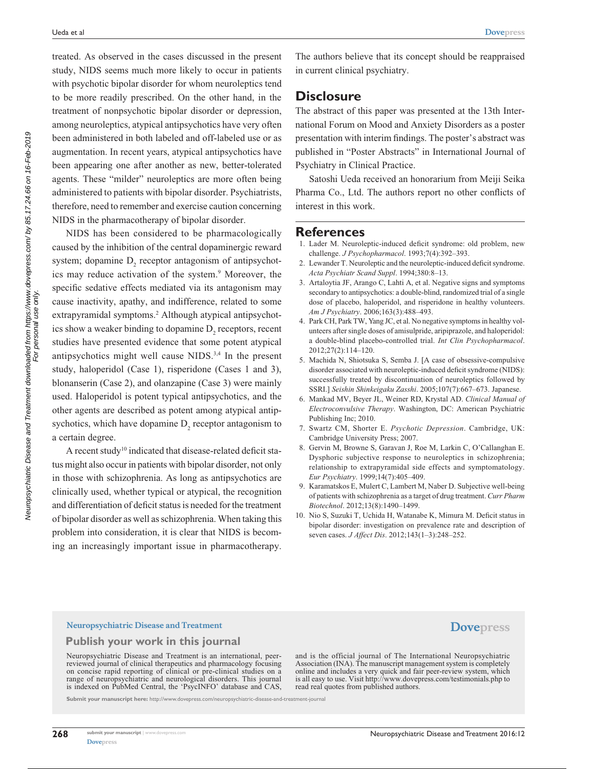treated. As observed in the cases discussed in the present study, NIDS seems much more likely to occur in patients with psychotic bipolar disorder for whom neuroleptics tend to be more readily prescribed. On the other hand, in the treatment of nonpsychotic bipolar disorder or depression, among neuroleptics, atypical antipsychotics have very often been administered in both labeled and off-labeled use or as augmentation. In recent years, atypical antipsychotics have been appearing one after another as new, better-tolerated agents. These "milder" neuroleptics are more often being administered to patients with bipolar disorder. Psychiatrists, therefore, need to remember and exercise caution concerning NIDS in the pharmacotherapy of bipolar disorder.

NIDS has been considered to be pharmacologically caused by the inhibition of the central dopaminergic reward system; dopamine $D_2$ receptor antagonism of antipsychotics may reduce activation of the system.[9] Moreover, the specific sedative effects mediated via its antagonism may cause inactivity, apathy, and indifference, related to some extrapyramidal symptoms.[2] Although atypical antipsychotics show a weaker binding to dopamine $D_2$ receptors, recent studies have presented evidence that some potent atypical antipsychotics might well cause NIDS.[3,4] In the present study, haloperidol (Case 1), risperidone (Cases 1 and 3), blonanserin (Case 2), and olanzapine (Case 3) were mainly used. Haloperidol is potent typical antipsychotics, and the other agents are described as potent among atypical antipsychotics, which have dopamine $D_2$ receptor antagonism to a certain degree.

A recent study[10] indicated that disease-related deficit status might also occur in patients with bipolar disorder, not only in those with schizophrenia. As long as antipsychotics are clinically used, whether typical or atypical, the recognition and differentiation of deficit status is needed for the treatment of bipolar disorder as well as schizophrenia. When taking this problem into consideration, it is clear that NIDS is becoming an increasingly important issue in pharmacotherapy. The authors believe that its concept should be reappraised in current clinical psychiatry.

## Disclosure

The abstract of this paper was presented at the 13th International Forum on Mood and Anxiety Disorders as a poster presentation with interim findings. The poster's abstract was published in "Poster Abstracts" in International Journal of Psychiatry in Clinical Practice.

Satoshi Ueda received an honorarium from Meiji Seika Pharma Co., Ltd. The authors report no other conflicts of interest in this work.

## References

1. Lader M. Neuroleptic-induced deficit syndrome: old problem, new challenge. *J Psychopharmacol*. 1993;7(4):392–393.
2. Lewander T. Neuroleptic and the neuroleptic-induced deficit syndrome. *Acta Psychiatr Scand Suppl*. 1994;380:8–13.
3. Artaloytia JF, Arango C, Lahti A, et al. Negative signs and symptoms secondary to antipsychotics: a double-blind, randomized trial of a single dose of placebo, haloperidol, and risperidone in healthy volunteers. *Am J Psychiatry*. 2006;163(3):488–493.
4. Park CH, Park TW, Yang JC, et al. No negative symptoms in healthy volunteers after single doses of amisulpride, aripiprazole, and haloperidol: a double-blind placebo-controlled trial. *Int Clin Psychopharmacol*. 2012;27(2):114–120.
5. Machida N, Shiotsuka S, Semba J. [A case of obsessive-compulsive disorder associated with neuroleptic-induced deficit syndrome (NIDS): successfully treated by discontinuation of neuroleptics followed by SSRI.] *Seishin Shinkeigaku Zasshi*. 2005;107(7):667–673. Japanese.
6. Mankad MV, Beyer JL, Weiner RD, Krystal AD. *Clinical Manual of Electroconvulsive Therapy*. Washington, DC: American Psychiatric Publishing Inc; 2010.
7. Swartz CM, Shorter E. *Psychotic Depression*. Cambridge, UK: Cambridge University Press; 2007.
8. Gervin M, Browne S, Garavan J, Roe M, Larkin C, O'Callanghan E. Dysphoric subjective response to neuroleptics in schizophrenia; relationship to extrapyramidal side effects and symptomatology. *Eur Psychiatry*. 1999;14(7):405–409.
9. Karamatskos E, Mulert C, Lambert M, Naber D. Subjective well-being of patients with schizophrenia as a target of drug treatment. *Curr Pharm Biotechnol*. 2012;13(8):1490–1499.
10. Nio S, Suzuki T, Uchida H, Watanabe K, Mimura M. Deficit status in bipolar disorder: investigation on prevalence rate and description of seven cases. *J Affect Dis*. 2012;143(1–3):248–252.

**Neuropsychiatric Disease and Treatment**

**Publish your work in this journal**

Neuropsychiatric Disease and Treatment is an international, peer-reviewed journal of clinical therapeutics and pharmacology focusing on concise rapid reporting of clinical or pre-clinical studies on a range of neuropsychiatric and neurological disorders. This journal is indexed on PubMed Central, the 'PsycINFO' database and CAS, and is the official journal of The International Neuropsychiatric Association (INA). The manuscript management system is completely online and includes a very quick and fair peer-review system, which is all easy to use. Visit http://www.dovepress.com/testimonials.php to read real quotes from published authors.

**Submit your manuscript here:** http://www.dovepress.com/neuropsychiatric-disease-and-treatment-journal